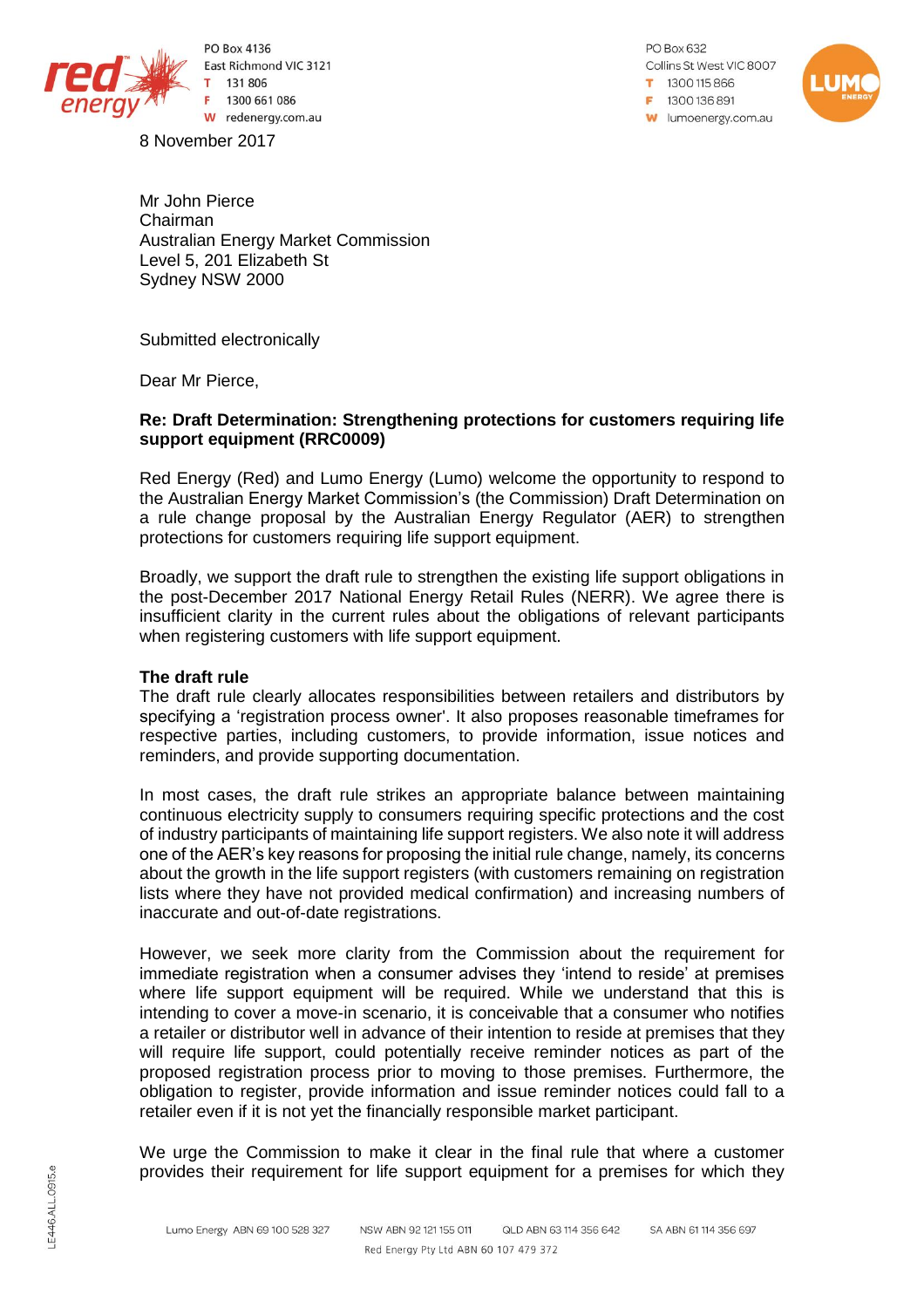PO Box 4136
East Richmond VIC 3121
T 131 806
F 1300 661 086
W redenergy.com.au

PO Box 632
Collins St West VIC 8007
T 1300 115 866
F 1300 136 891
W lumoenergy.com.au

8 November 2017

Mr John Pierce
Chairman
Australian Energy Market Commission
Level 5, 201 Elizabeth St
Sydney NSW 2000

Submitted electronically

Dear Mr Pierce,

**Re: Draft Determination: Strengthening protections for customers requiring life support equipment (RRC0009)**

Red Energy (Red) and Lumo Energy (Lumo) welcome the opportunity to respond to the Australian Energy Market Commission's (the Commission) Draft Determination on a rule change proposal by the Australian Energy Regulator (AER) to strengthen protections for customers requiring life support equipment.

Broadly, we support the draft rule to strengthen the existing life support obligations in the post-December 2017 National Energy Retail Rules (NERR). We agree there is insufficient clarity in the current rules about the obligations of relevant participants when registering customers with life support equipment.

**The draft rule**

The draft rule clearly allocates responsibilities between retailers and distributors by specifying a 'registration process owner'. It also proposes reasonable timeframes for respective parties, including customers, to provide information, issue notices and reminders, and provide supporting documentation.

In most cases, the draft rule strikes an appropriate balance between maintaining continuous electricity supply to consumers requiring specific protections and the cost of industry participants of maintaining life support registers. We also note it will address one of the AER's key reasons for proposing the initial rule change, namely, its concerns about the growth in the life support registers (with customers remaining on registration lists where they have not provided medical confirmation) and increasing numbers of inaccurate and out-of-date registrations.

However, we seek more clarity from the Commission about the requirement for immediate registration when a consumer advises they 'intend to reside' at premises where life support equipment will be required. While we understand that this is intending to cover a move-in scenario, it is conceivable that a consumer who notifies a retailer or distributor well in advance of their intention to reside at premises that they will require life support, could potentially receive reminder notices as part of the proposed registration process prior to moving to those premises. Furthermore, the obligation to register, provide information and issue reminder notices could fall to a retailer even if it is not yet the financially responsible market participant.

We urge the Commission to make it clear in the final rule that where a customer provides their requirement for life support equipment for a premises for which they

LE446.ALL.0915.e

Lumo Energy ABN 69 100 528 327 NSW ABN 92 121 155 011 QLD ABN 63 114 356 642 SA ABN 61 114 356 697
Red Energy Pty Ltd ABN 60 107 479 372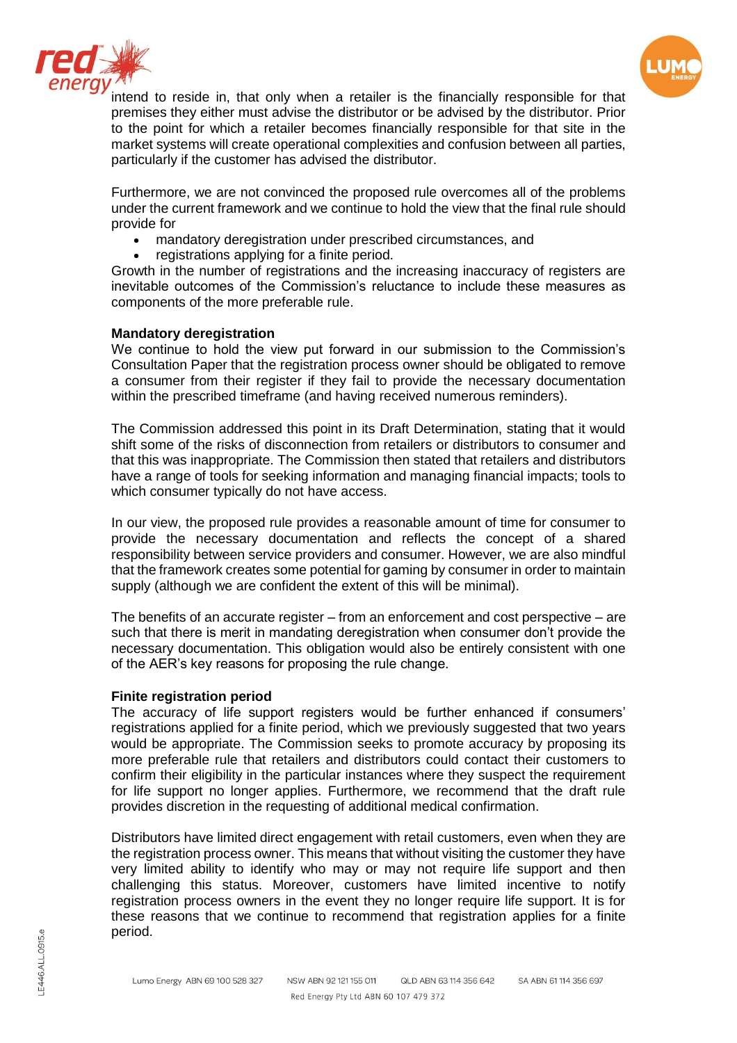intend to reside in, that only when a retailer is the financially responsible for that premises they either must advise the distributor or be advised by the distributor. Prior to the point for which a retailer becomes financially responsible for that site in the market systems will create operational complexities and confusion between all parties, particularly if the customer has advised the distributor.

Furthermore, we are not convinced the proposed rule overcomes all of the problems under the current framework and we continue to hold the view that the final rule should provide for

- mandatory deregistration under prescribed circumstances, and
- registrations applying for a finite period.

Growth in the number of registrations and the increasing inaccuracy of registers are inevitable outcomes of the Commission's reluctance to include these measures as components of the more preferable rule.

**Mandatory deregistration**

We continue to hold the view put forward in our submission to the Commission's Consultation Paper that the registration process owner should be obligated to remove a consumer from their register if they fail to provide the necessary documentation within the prescribed timeframe (and having received numerous reminders).

The Commission addressed this point in its Draft Determination, stating that it would shift some of the risks of disconnection from retailers or distributors to consumer and that this was inappropriate. The Commission then stated that retailers and distributors have a range of tools for seeking information and managing financial impacts; tools to which consumer typically do not have access.

In our view, the proposed rule provides a reasonable amount of time for consumer to provide the necessary documentation and reflects the concept of a shared responsibility between service providers and consumer. However, we are also mindful that the framework creates some potential for gaming by consumer in order to maintain supply (although we are confident the extent of this will be minimal).

The benefits of an accurate register – from an enforcement and cost perspective – are such that there is merit in mandating deregistration when consumer don't provide the necessary documentation. This obligation would also be entirely consistent with one of the AER's key reasons for proposing the rule change.

**Finite registration period**

The accuracy of life support registers would be further enhanced if consumers' registrations applied for a finite period, which we previously suggested that two years would be appropriate. The Commission seeks to promote accuracy by proposing its more preferable rule that retailers and distributors could contact their customers to confirm their eligibility in the particular instances where they suspect the requirement for life support no longer applies. Furthermore, we recommend that the draft rule provides discretion in the requesting of additional medical confirmation.

Distributors have limited direct engagement with retail customers, even when they are the registration process owner. This means that without visiting the customer they have very limited ability to identify who may or may not require life support and then challenging this status. Moreover, customers have limited incentive to notify registration process owners in the event they no longer require life support. It is for these reasons that we continue to recommend that registration applies for a finite period.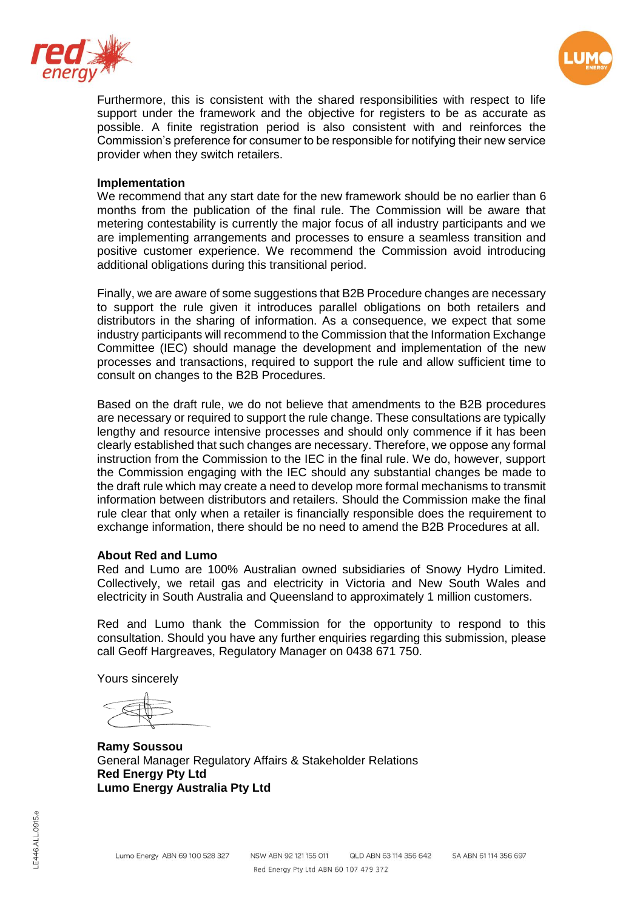Furthermore, this is consistent with the shared responsibilities with respect to life support under the framework and the objective for registers to be as accurate as possible. A finite registration period is also consistent with and reinforces the Commission's preference for consumer to be responsible for notifying their new service provider when they switch retailers.

**Implementation**

We recommend that any start date for the new framework should be no earlier than 6 months from the publication of the final rule. The Commission will be aware that metering contestability is currently the major focus of all industry participants and we are implementing arrangements and processes to ensure a seamless transition and positive customer experience. We recommend the Commission avoid introducing additional obligations during this transitional period.

Finally, we are aware of some suggestions that B2B Procedure changes are necessary to support the rule given it introduces parallel obligations on both retailers and distributors in the sharing of information. As a consequence, we expect that some industry participants will recommend to the Commission that the Information Exchange Committee (IEC) should manage the development and implementation of the new processes and transactions, required to support the rule and allow sufficient time to consult on changes to the B2B Procedures.

Based on the draft rule, we do not believe that amendments to the B2B procedures are necessary or required to support the rule change. These consultations are typically lengthy and resource intensive processes and should only commence if it has been clearly established that such changes are necessary. Therefore, we oppose any formal instruction from the Commission to the IEC in the final rule. We do, however, support the Commission engaging with the IEC should any substantial changes be made to the draft rule which may create a need to develop more formal mechanisms to transmit information between distributors and retailers. Should the Commission make the final rule clear that only when a retailer is financially responsible does the requirement to exchange information, there should be no need to amend the B2B Procedures at all.

**About Red and Lumo**

Red and Lumo are 100% Australian owned subsidiaries of Snowy Hydro Limited. Collectively, we retail gas and electricity in Victoria and New South Wales and electricity in South Australia and Queensland to approximately 1 million customers.

Red and Lumo thank the Commission for the opportunity to respond to this consultation. Should you have any further enquiries regarding this submission, please call Geoff Hargreaves, Regulatory Manager on 0438 671 750.

Yours sincerely

**Ramy Soussou**
General Manager Regulatory Affairs & Stakeholder Relations
**Red Energy Pty Ltd**
**Lumo Energy Australia Pty Ltd**

Lumo Energy ABN 69 100 528 327 NSW ABN 92 121 155 011 QLD ABN 63 114 356 642 SA ABN 61 114 356 697
Red Energy Pty Ltd ABN 60 107 479 372